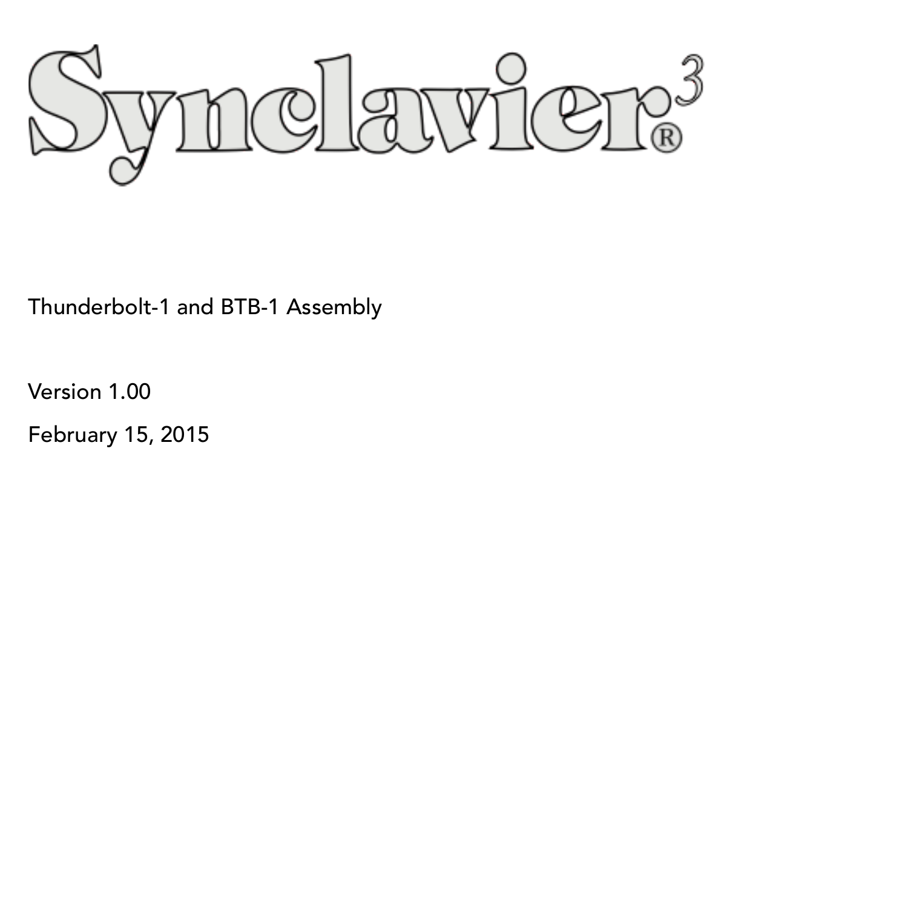# Synclavier® 3

Thunderbolt-1 and BTB-1 Assembly

Version 1.00

February 15, 2015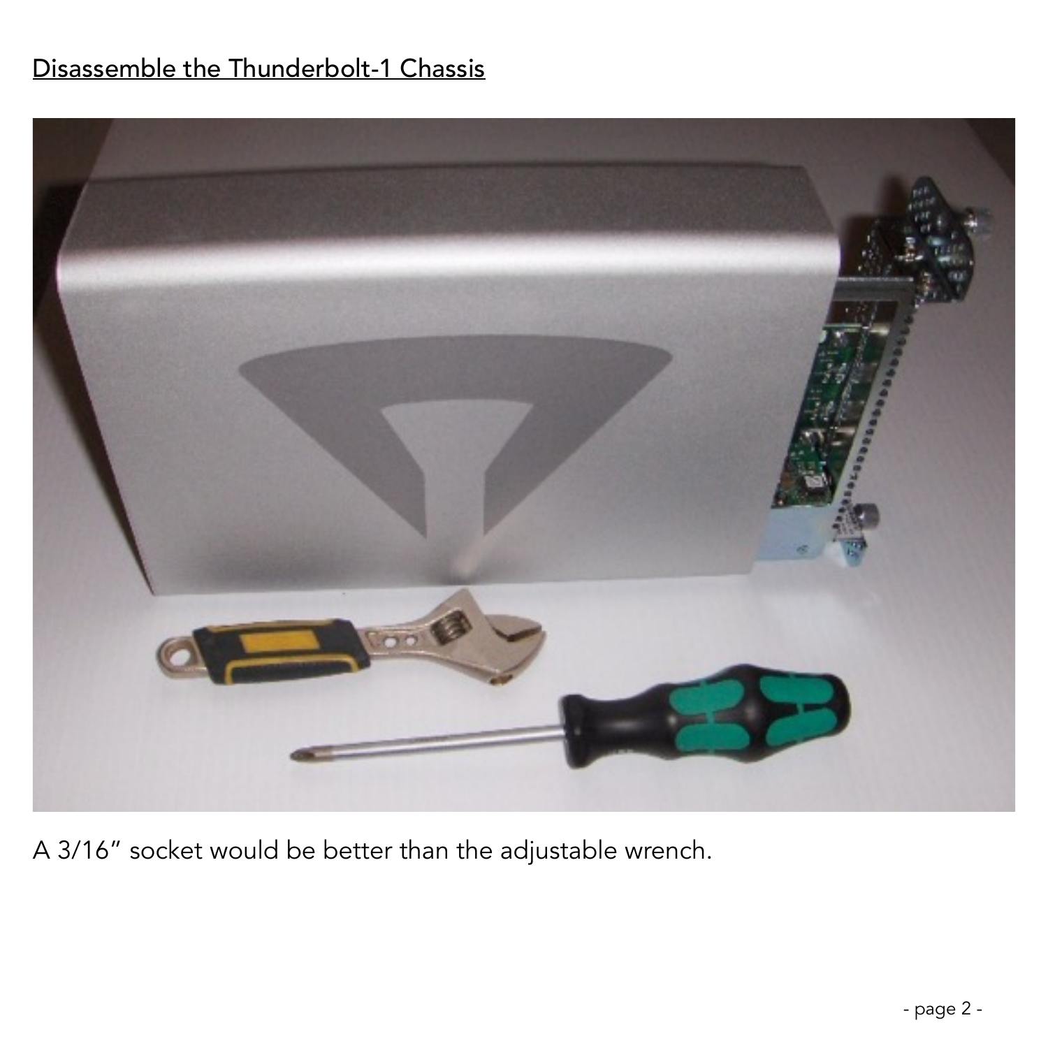## Disassemble the Thunderbolt-1 Chassis

A 3/16" socket would be better than the adjustable wrench.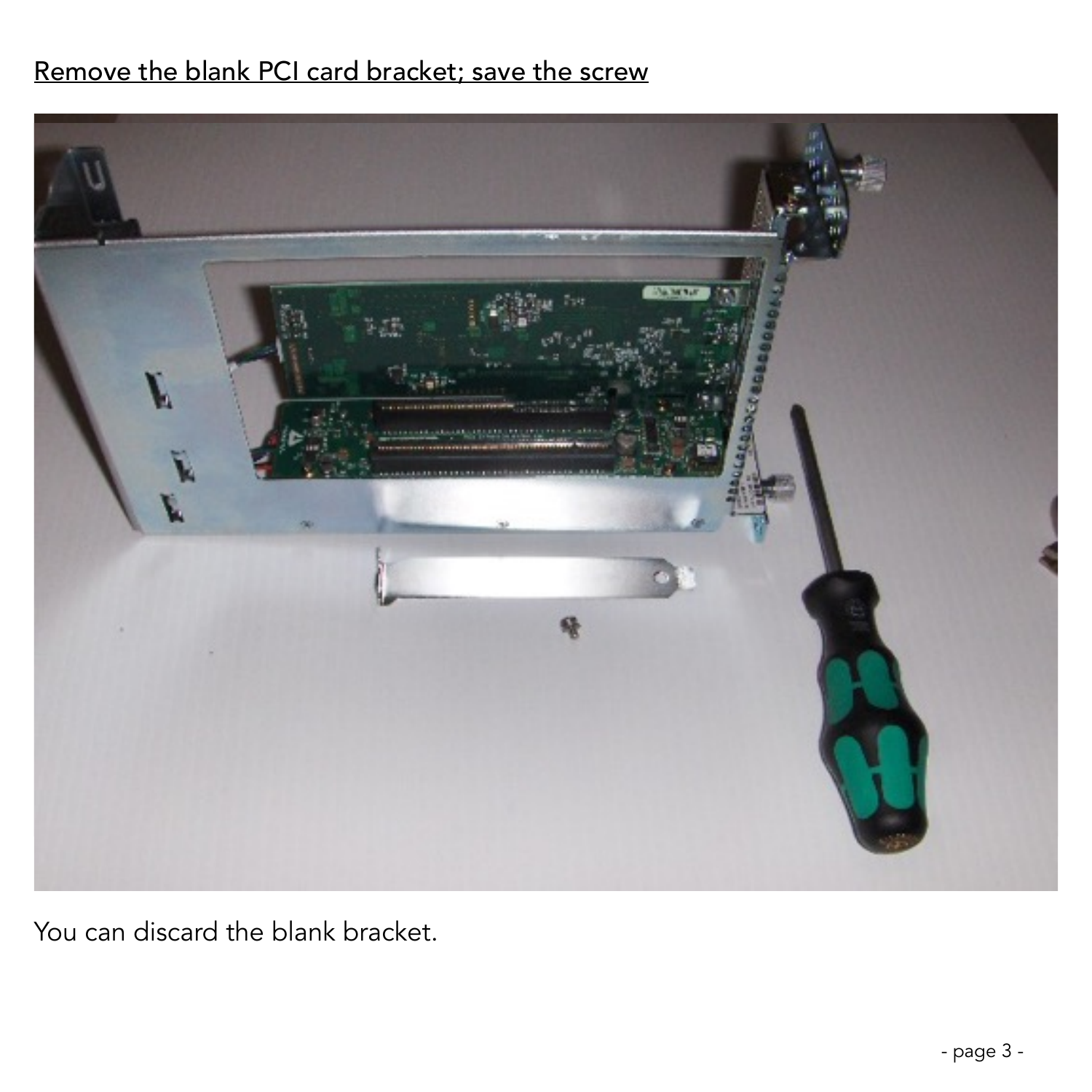<u>Remove the blank PCI card bracket; save the screw</u>

You can discard the blank bracket.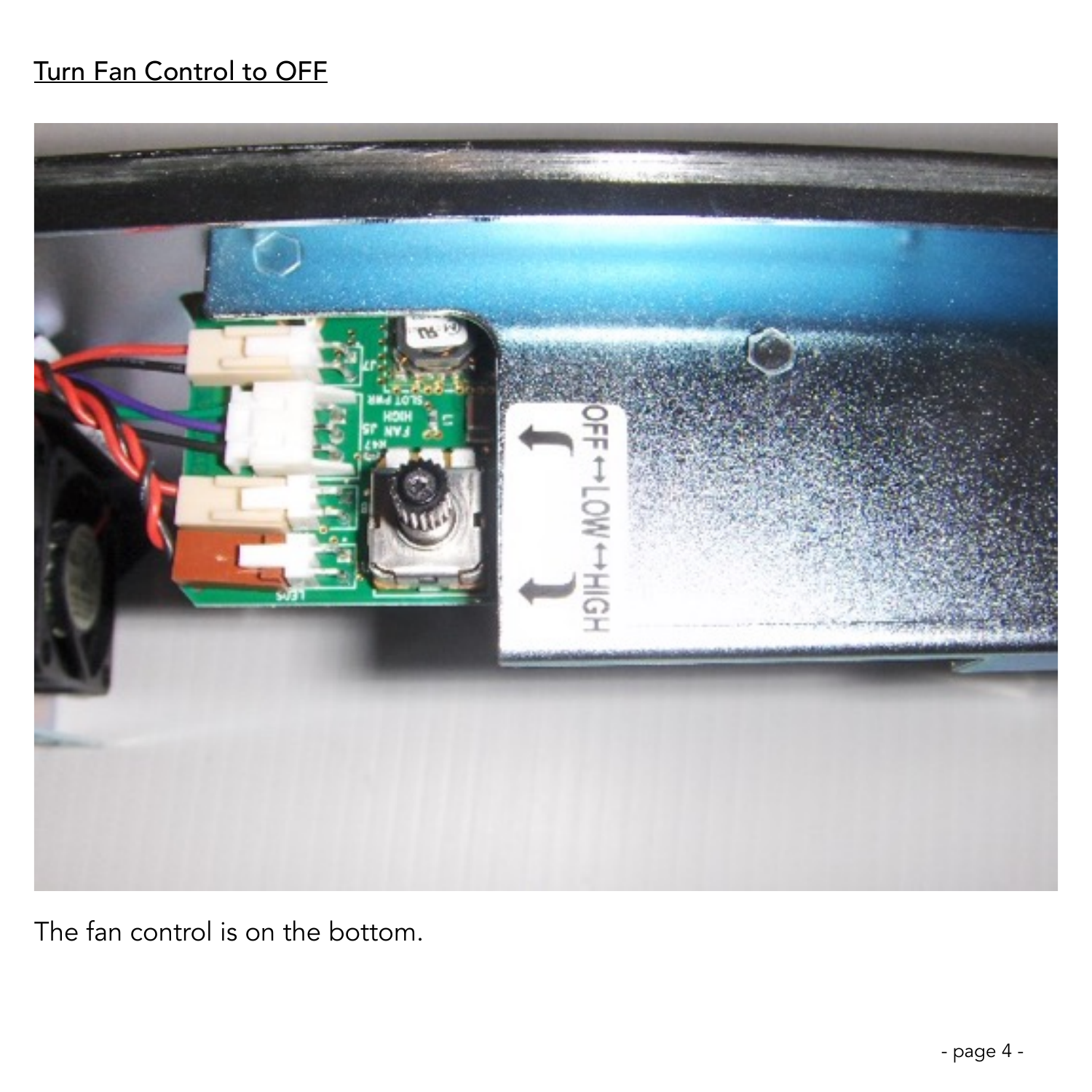## Turn Fan Control to OFF

The fan control is on the bottom.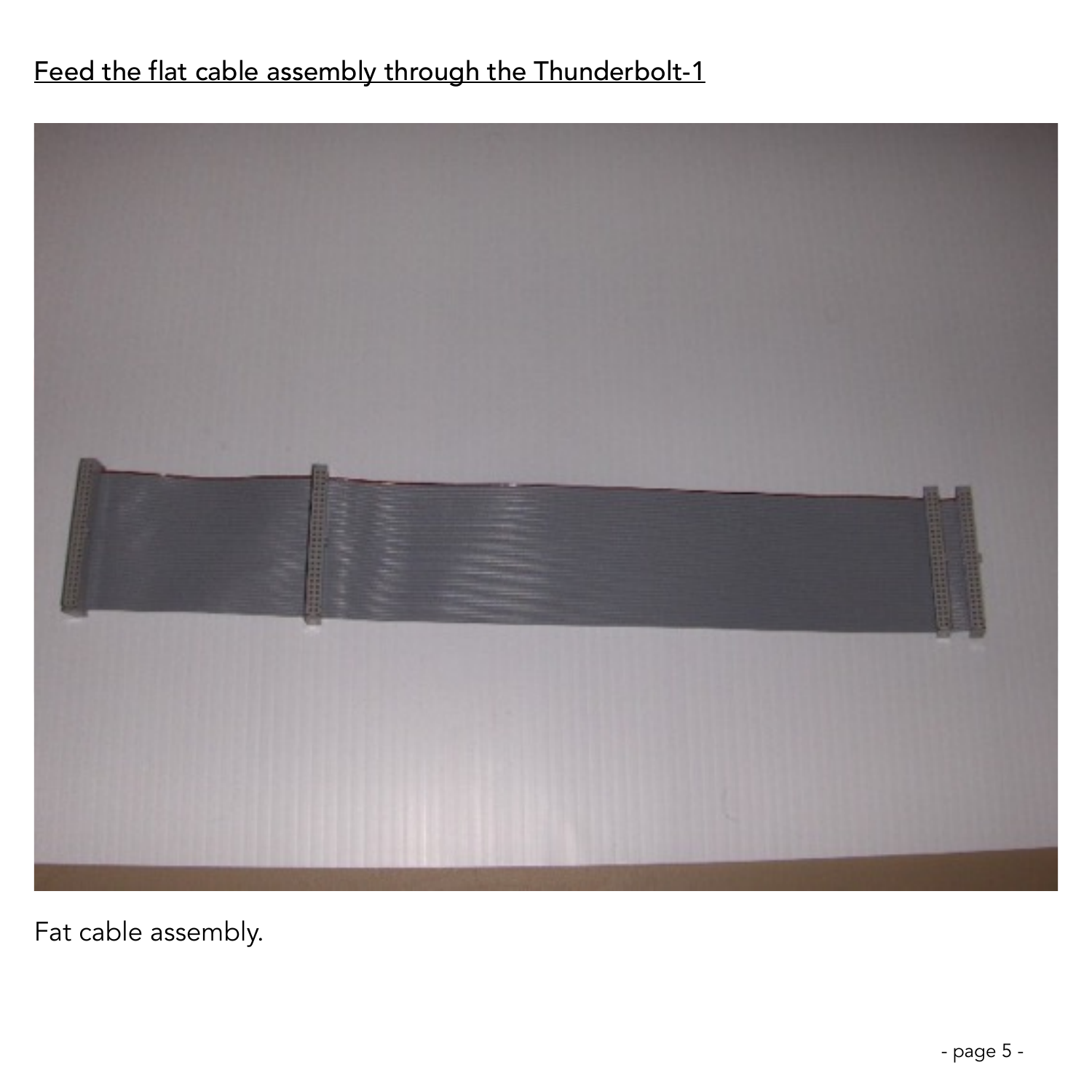Feed the flat cable assembly through the Thunderbolt-1

Fat cable assembly.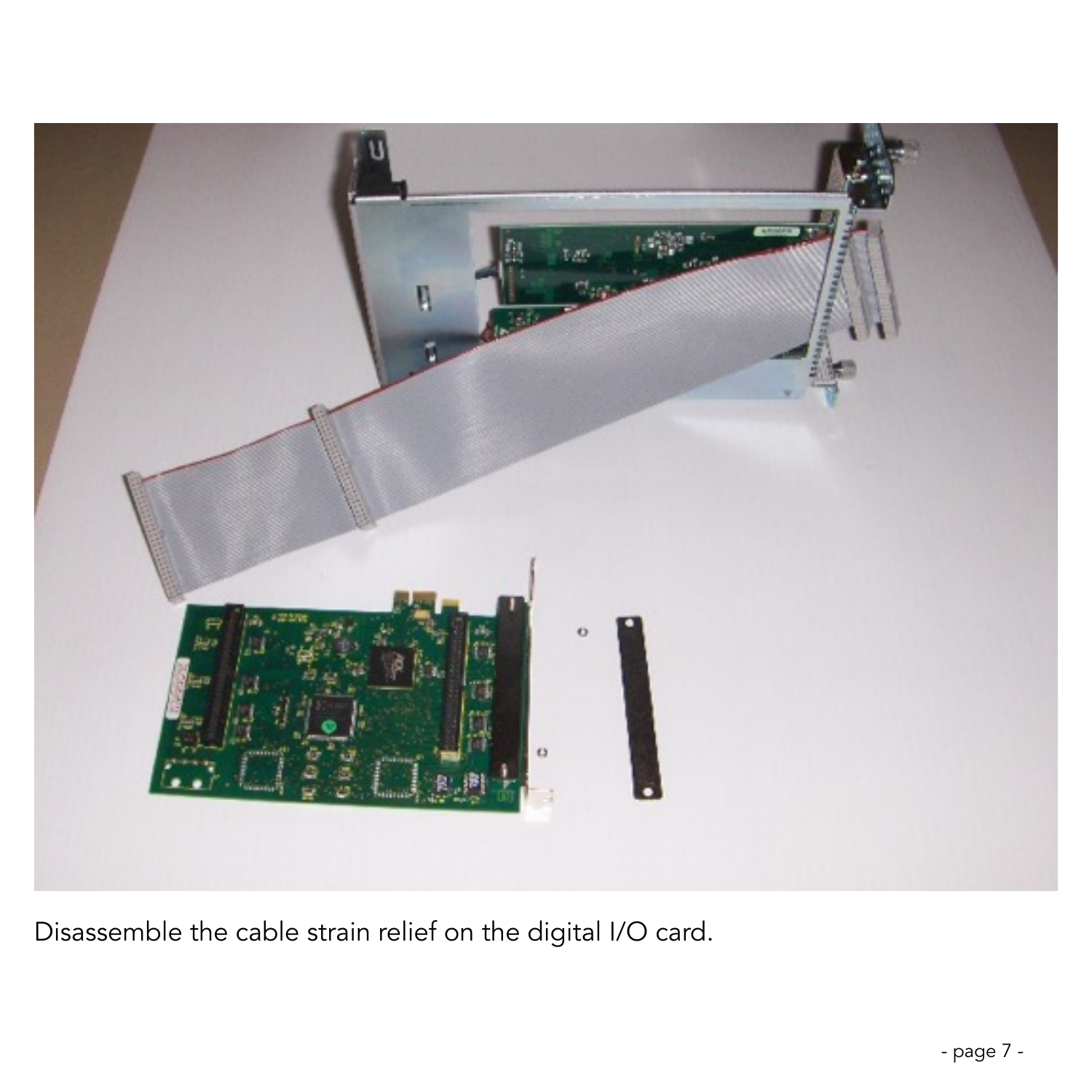Disassemble the cable strain relief on the digital I/O card.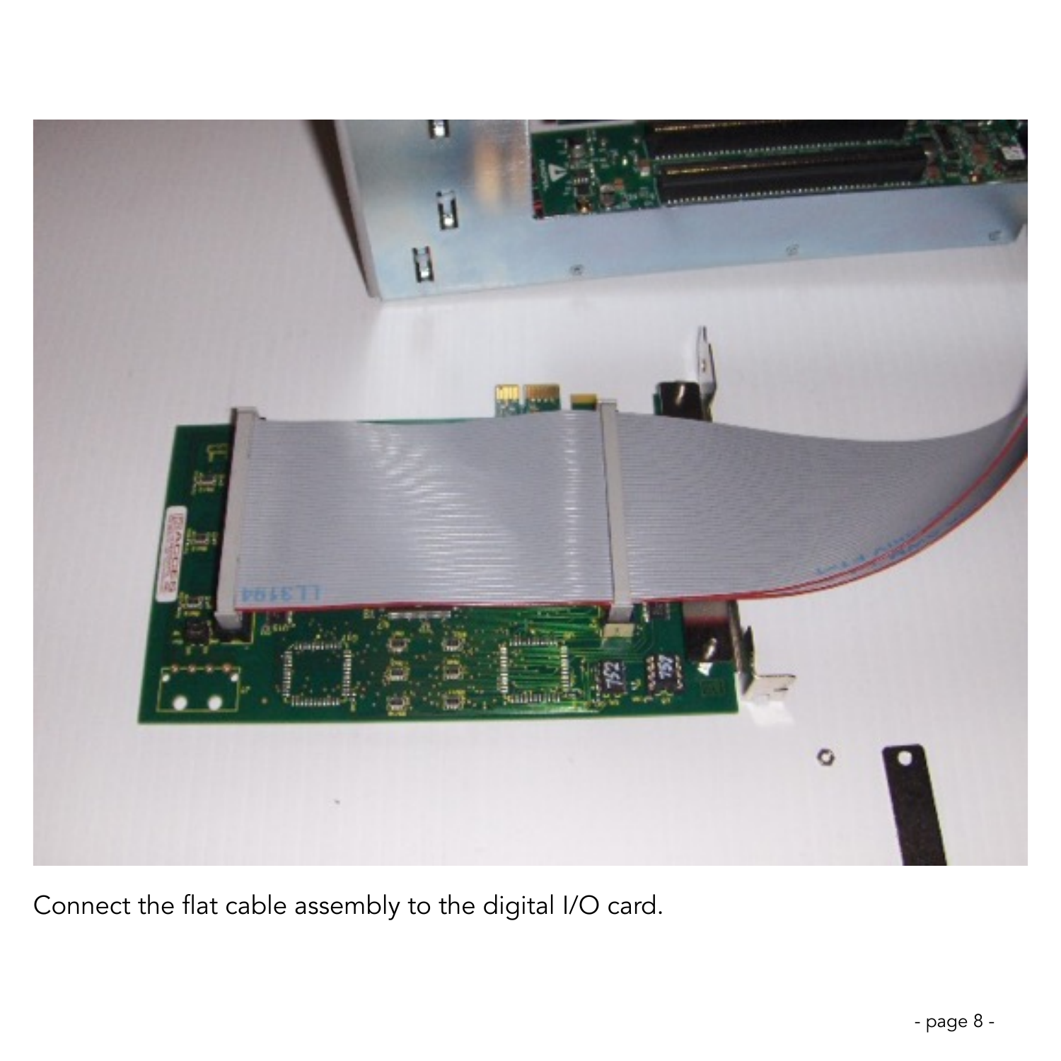Connect the flat cable assembly to the digital I/O card.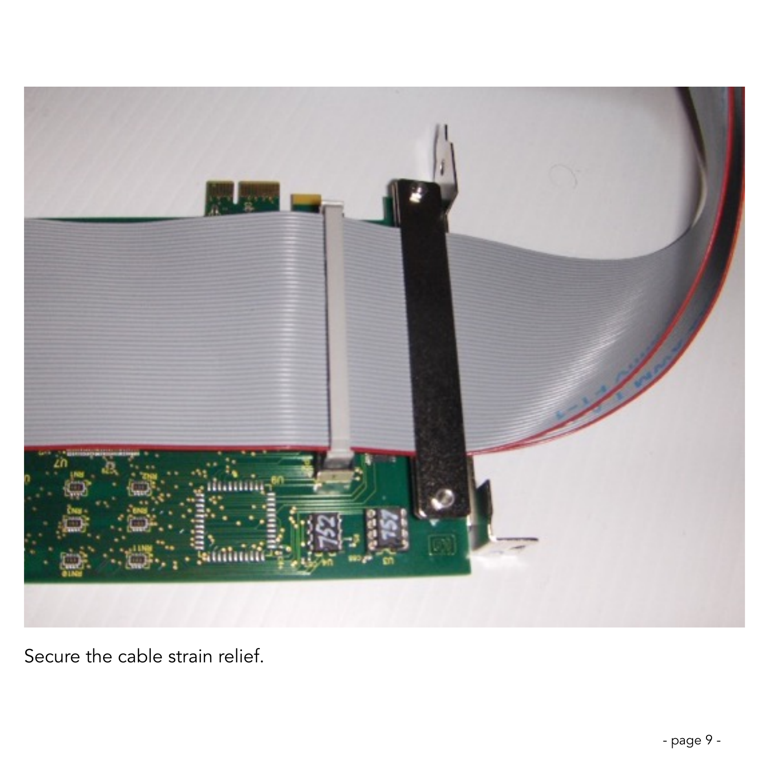Secure the cable strain relief.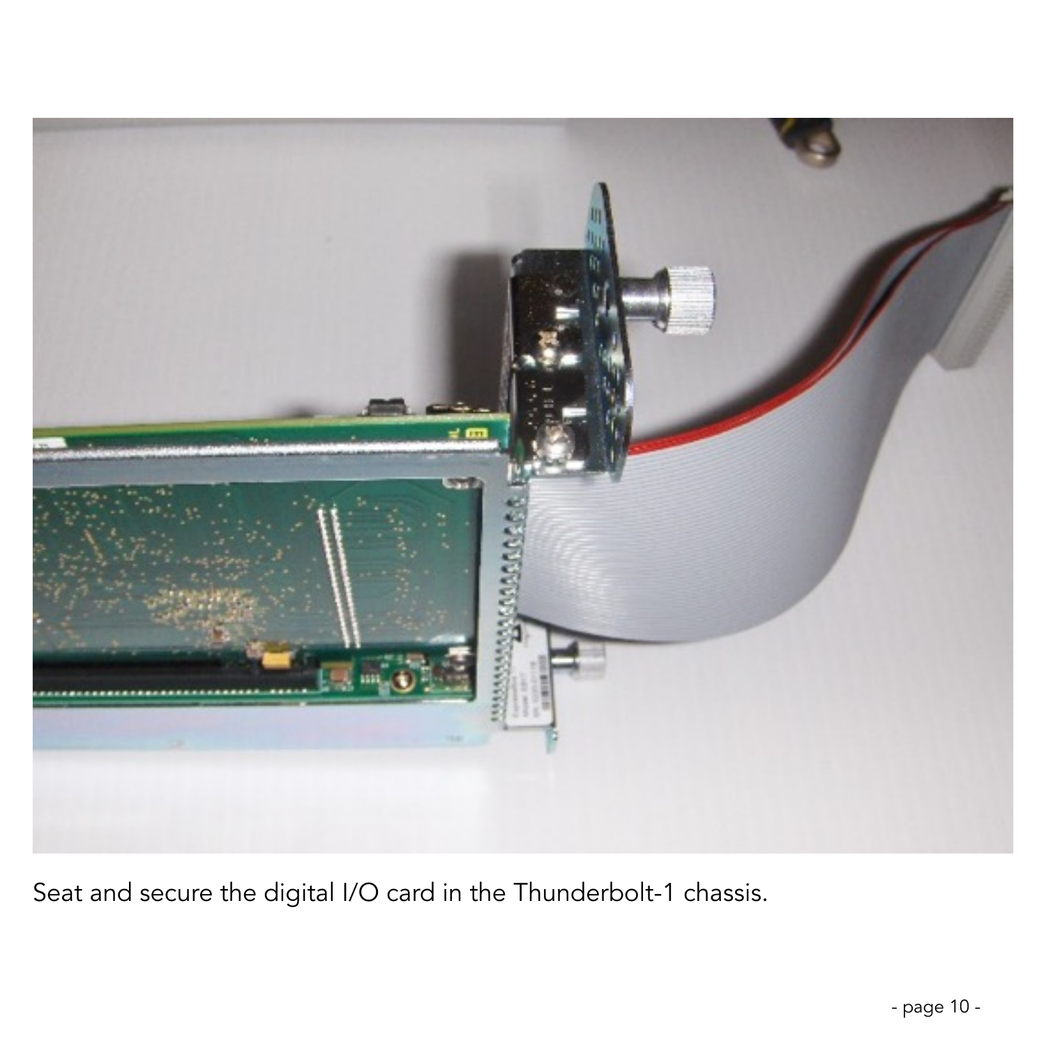Seat and secure the digital I/O card in the Thunderbolt-1 chassis.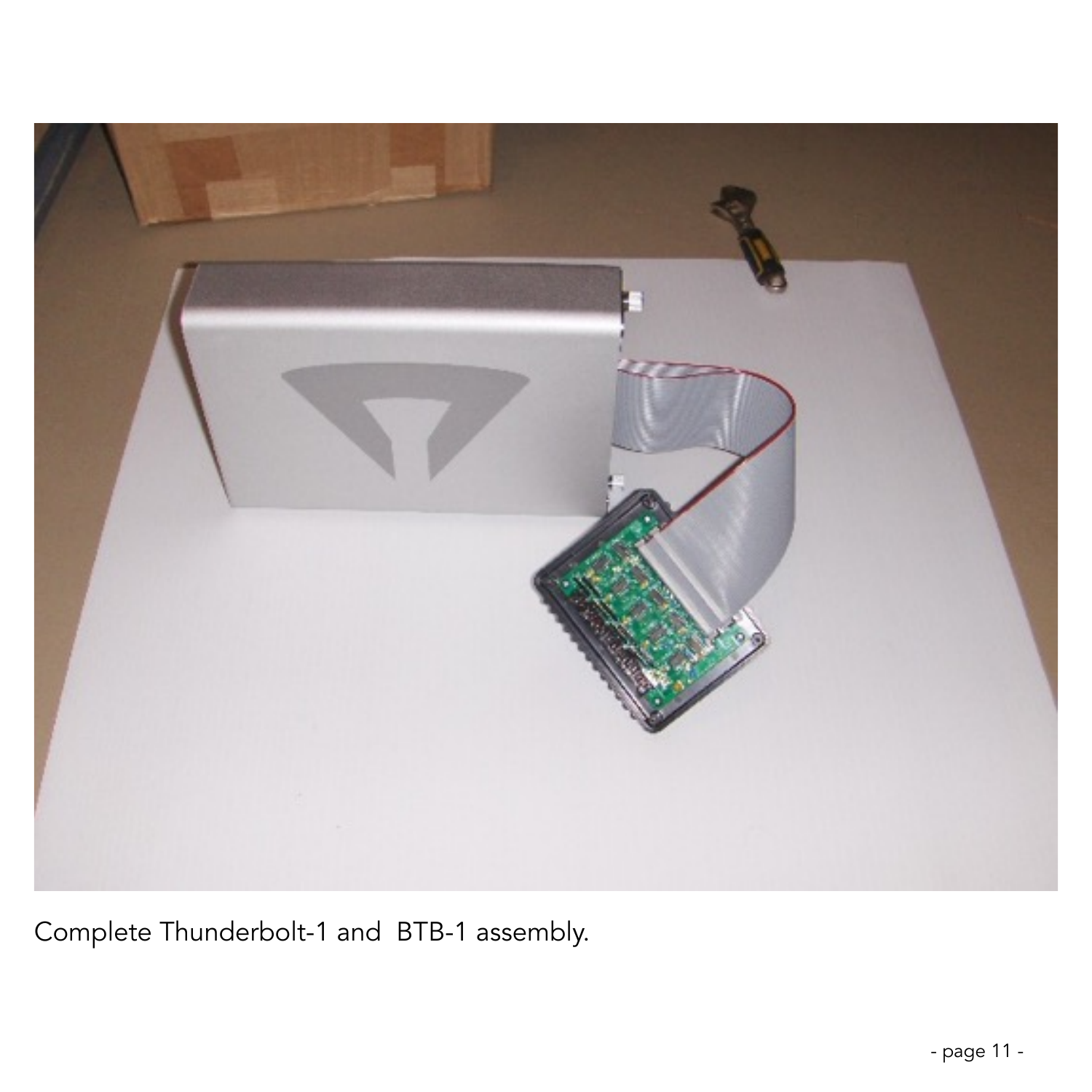Complete Thunderbolt-1 and  BTB-1 assembly.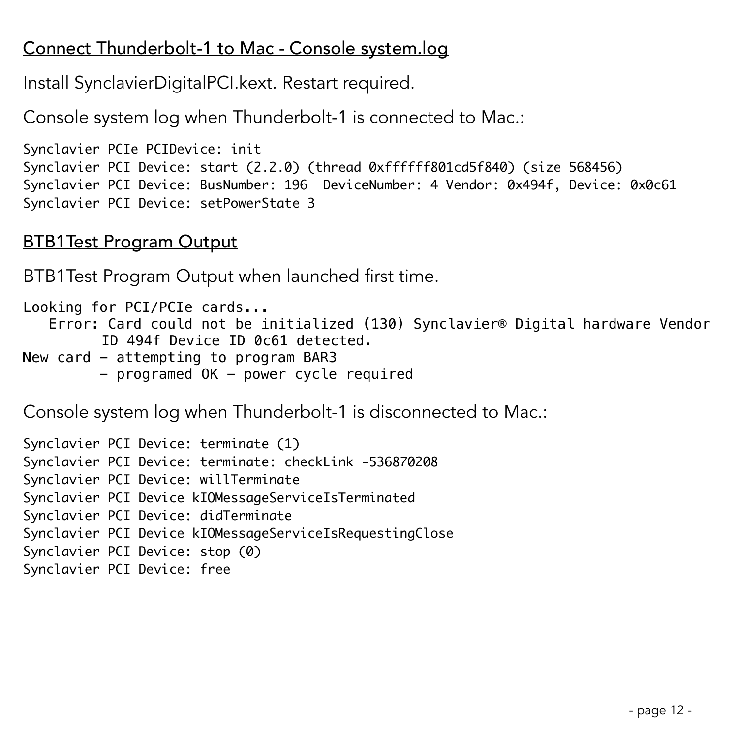## Connect Thunderbolt-1 to Mac - Console system.log

Install SynclavierDigitalPCI.kext. Restart required.

Console system log when Thunderbolt-1 is connected to Mac.:

```
Synclavier PCIe PCIDevice: init
Synclavier PCI Device: start (2.2.0) (thread 0xffffff801cd5f840) (size 568456)
Synclavier PCI Device: BusNumber: 196  DeviceNumber: 4 Vendor: 0x494f, Device: 0x0c61
Synclavier PCI Device: setPowerState 3
```

## BTB1Test Program Output

BTB1Test Program Output when launched first time.

```
Looking for PCI/PCIe cards...
   Error: Card could not be initialized (130) Synclavier® Digital hardware Vendor
         ID 494f Device ID 0c61 detected.
New card - attempting to program BAR3
         - programed OK - power cycle required
```

Console system log when Thunderbolt-1 is disconnected to Mac.:

```
Synclavier PCI Device: terminate (1)
Synclavier PCI Device: terminate: checkLink -536870208
Synclavier PCI Device: willTerminate
Synclavier PCI Device kIOMessageServiceIsTerminated
Synclavier PCI Device: didTerminate
Synclavier PCI Device kIOMessageServiceIsRequestingClose
Synclavier PCI Device: stop (0)
Synclavier PCI Device: free
```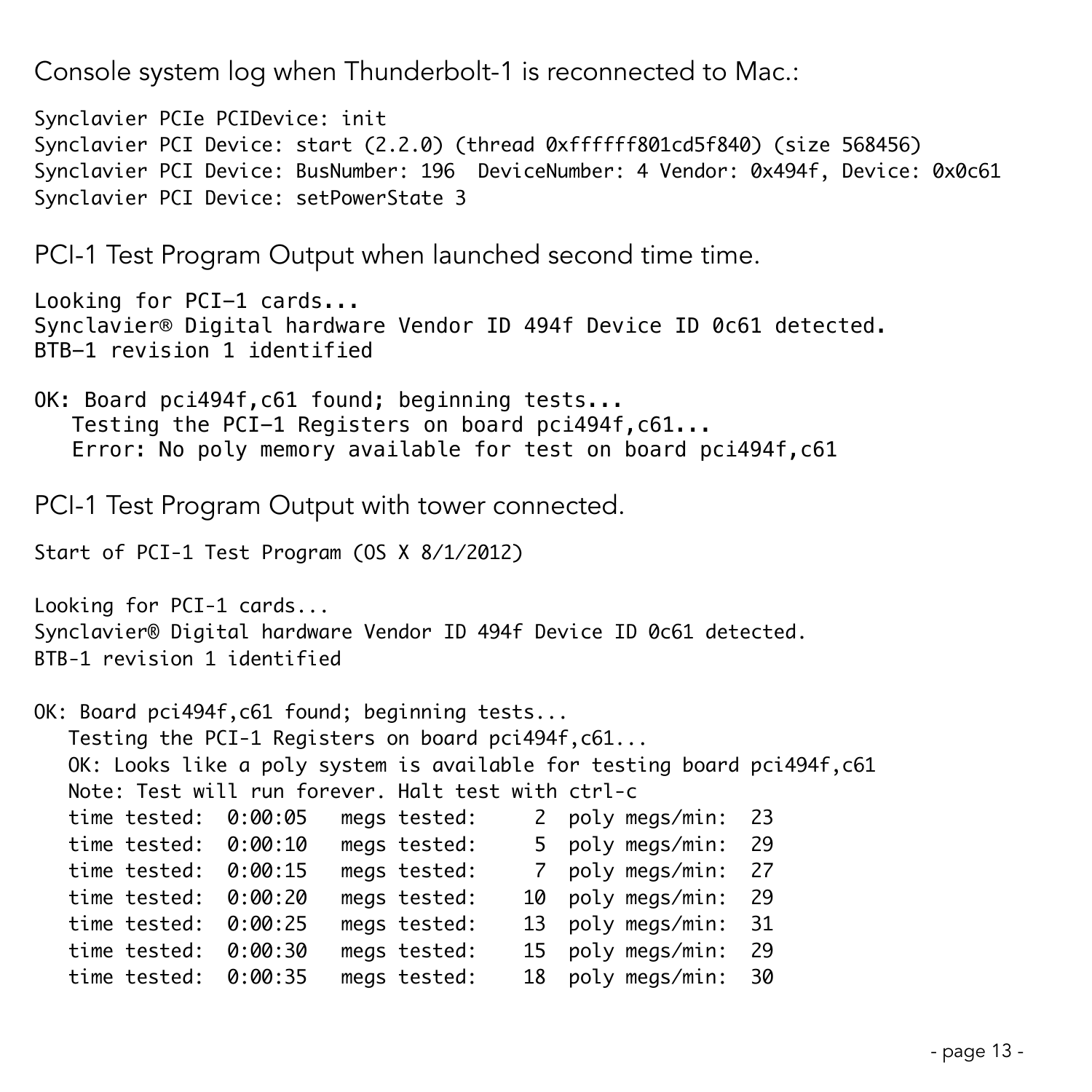Console system log when Thunderbolt-1 is reconnected to Mac.:

```
Synclavier PCIe PCIDevice: init
Synclavier PCI Device: start (2.2.0) (thread 0xffffff801cd5f840) (size 568456)
Synclavier PCI Device: BusNumber: 196  DeviceNumber: 4 Vendor: 0x494f, Device: 0x0c61
Synclavier PCI Device: setPowerState 3
```

PCI-1 Test Program Output when launched second time time.

```
Looking for PCI–1 cards...
Synclavier® Digital hardware Vendor ID 494f Device ID 0c61 detected.
BTB–1 revision 1 identified

OK: Board pci494f,c61 found; beginning tests...
   Testing the PCI–1 Registers on board pci494f,c61...
   Error: No poly memory available for test on board pci494f,c61
```

PCI-1 Test Program Output with tower connected.

```
Start of PCI-1 Test Program (OS X 8/1/2012)

Looking for PCI-1 cards...
Synclavier® Digital hardware Vendor ID 494f Device ID 0c61 detected.
BTB-1 revision 1 identified

OK: Board pci494f,c61 found; beginning tests...
   Testing the PCI-1 Registers on board pci494f,c61...
   OK: Looks like a poly system is available for testing board pci494f,c61
   Note: Test will run forever. Halt test with ctrl-c
   time tested:  0:00:05   megs tested:     2  poly megs/min:  23
   time tested:  0:00:10   megs tested:     5  poly megs/min:  29
   time tested:  0:00:15   megs tested:     7  poly megs/min:  27
   time tested:  0:00:20   megs tested:    10  poly megs/min:  29
   time tested:  0:00:25   megs tested:    13  poly megs/min:  31
   time tested:  0:00:30   megs tested:    15  poly megs/min:  29
   time tested:  0:00:35   megs tested:    18  poly megs/min:  30
```